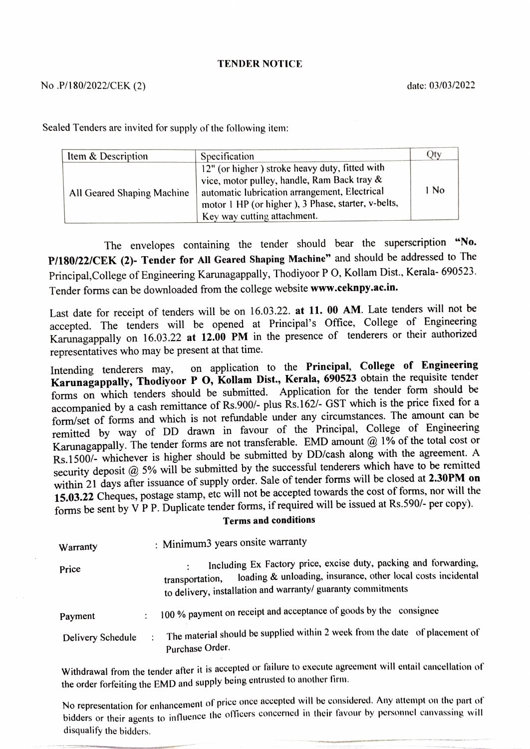# TENDER NOTICE

No .P/180/2022/CEK (2) date: 03/03/2022

Sealed Tenders are invited for supply of the following item:

| Item & Description | Specification | Qty |
|---|---|---|
| All Geared Shaping Machine | 12" (or higher ) stroke heavy duty, fitted with vice, motor pulley, handle, Ram Back tray & automatic lubrication arrangement, Electrical motor 1 HP (or higher ), 3 Phase, starter, v-belts, Key way cutting attachment. | 1 No |

The envelopes containing the tender should bear the superscription **"No. P/180/22/CEK (2)- Tender for All Geared Shaping Machine"** and should be addressed to The Principal,College of Engineering Karunagappally, Thodiyoor P O, Kollam Dist., Kerala- 690523. Tender forms can be downloaded from the college website **www.ceknpy.ac.in.**

Last date for receipt of tenders will be on 16.03.22. **at 11. 00 AM**. Late tenders will not be accepted. The tenders will be opened at Principal's Office, College of Engineering Karunagappally on 16.03.22 **at 12.00 PM** in the presence of tenderers or their authorized representatives who may be present at that time.

Intending tenderers may, on application to the **Principal, College of Engineering Karunagappally, Thodiyoor P O, Kollam Dist., Kerala, 690523** obtain the requisite tender forms on which tenders should be submitted. Application for the tender form should be accompanied by a cash remittance of Rs.900/- plus Rs.162/- GST which is the price fixed for a form/set of forms and which is not refundable under any circumstances. The amount can be remitted by way of DD drawn in favour of the Principal, College of Engineering Karunagappally. The tender forms are not transferable. EMD amount @ 1% of the total cost or Rs.1500/- whichever is higher should be submitted by DD/cash along with the agreement. A security deposit @ 5% will be submitted by the successful tenderers which have to be remitted within 21 days after issuance of supply order. Sale of tender forms will be closed at **2.30PM on 15.03.22** Cheques, postage stamp, etc will not be accepted towards the cost of forms, nor will the forms be sent by V P P. Duplicate tender forms, if required will be issued at Rs.590/- per copy).

**Terms and conditions**

| | |
|---|---|
| Warranty | : Minimum3 years onsite warranty |
| Price | : Including Ex Factory price, excise duty, packing and forwarding, transportation, loading & unloading, insurance, other local costs incidental to delivery, installation and warranty/ guaranty commitments |
| Payment | : 100 % payment on receipt and acceptance of goods by the consignee |
| Delivery Schedule | : The material should be supplied within 2 week from the date of placement of Purchase Order. |

Withdrawal from the tender after it is accepted or failure to execute agreement will entail cancellation of the order forfeiting the EMD and supply being entrusted to another firm.

No representation for enhancement of price once accepted will be considered. Any attempt on the part of bidders or their agents to influence the officers concerned in their favour by personnel canvassing will disqualify the bidders.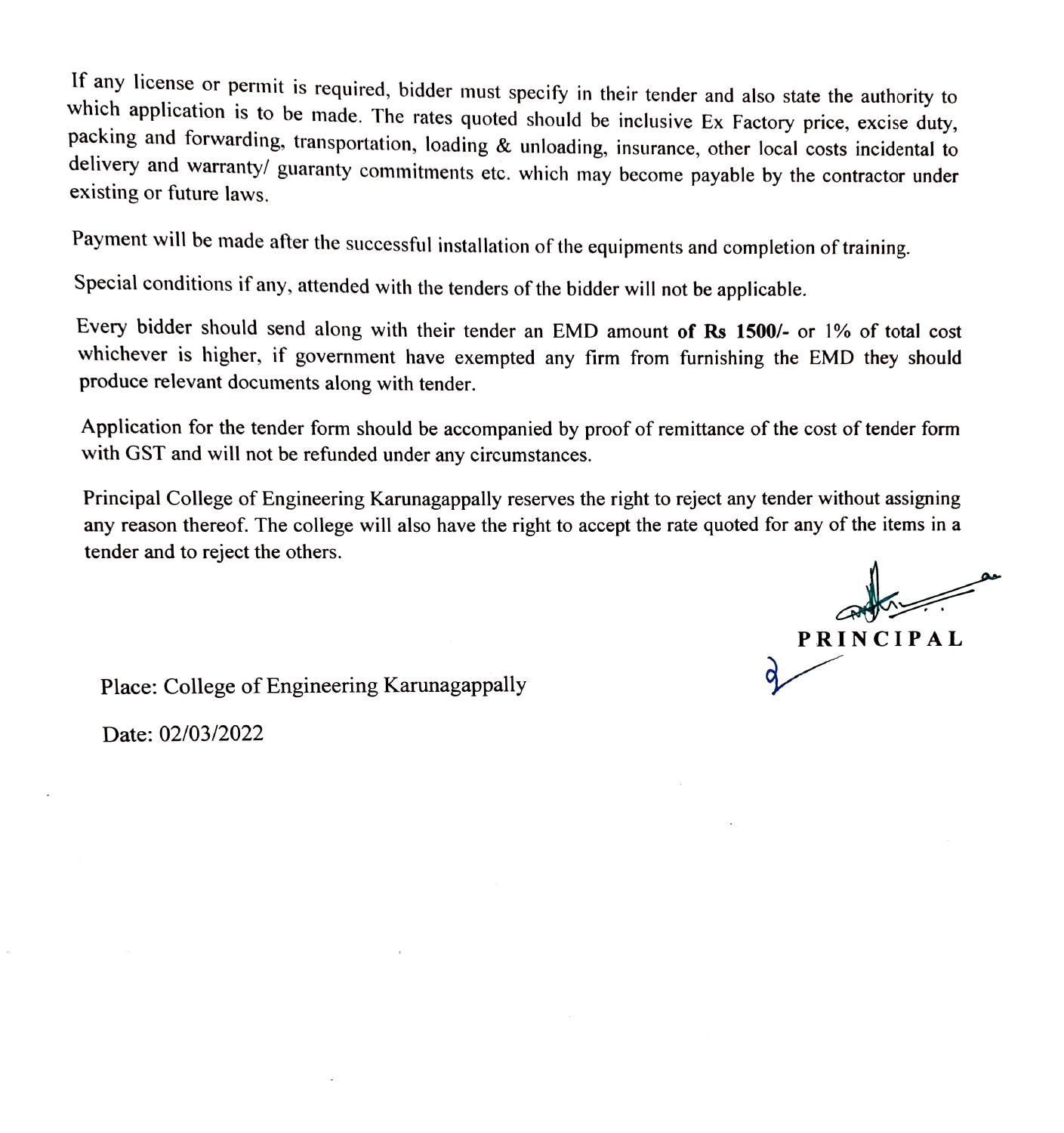If any license or permit is required, bidder must specify in their tender and also state the authority to which application is to be made. The rates quoted should be inclusive Ex Factory price, excise duty, packing and forwarding, transportation, loading & unloading, insurance, other local costs incidental to delivery and warranty/ guaranty commitments etc. which may become payable by the contractor under existing or future laws.

Payment will be made after the successful installation of the equipments and completion of training.

Special conditions if any, attended with the tenders of the bidder will not be applicable.

Every bidder should send along with their tender an EMD amount **of Rs 1500/-** or 1% of total cost whichever is higher, if government have exempted any firm from furnishing the EMD they should produce relevant documents along with tender.

Application for the tender form should be accompanied by proof of remittance of the cost of tender form with GST and will not be refunded under any circumstances.

Principal College of Engineering Karunagappally reserves the right to reject any tender without assigning any reason thereof. The college will also have the right to accept the rate quoted for any of the items in a tender and to reject the others.

**PRINCIPAL**

Place: College of Engineering Karunagappally

Date: 02/03/2022